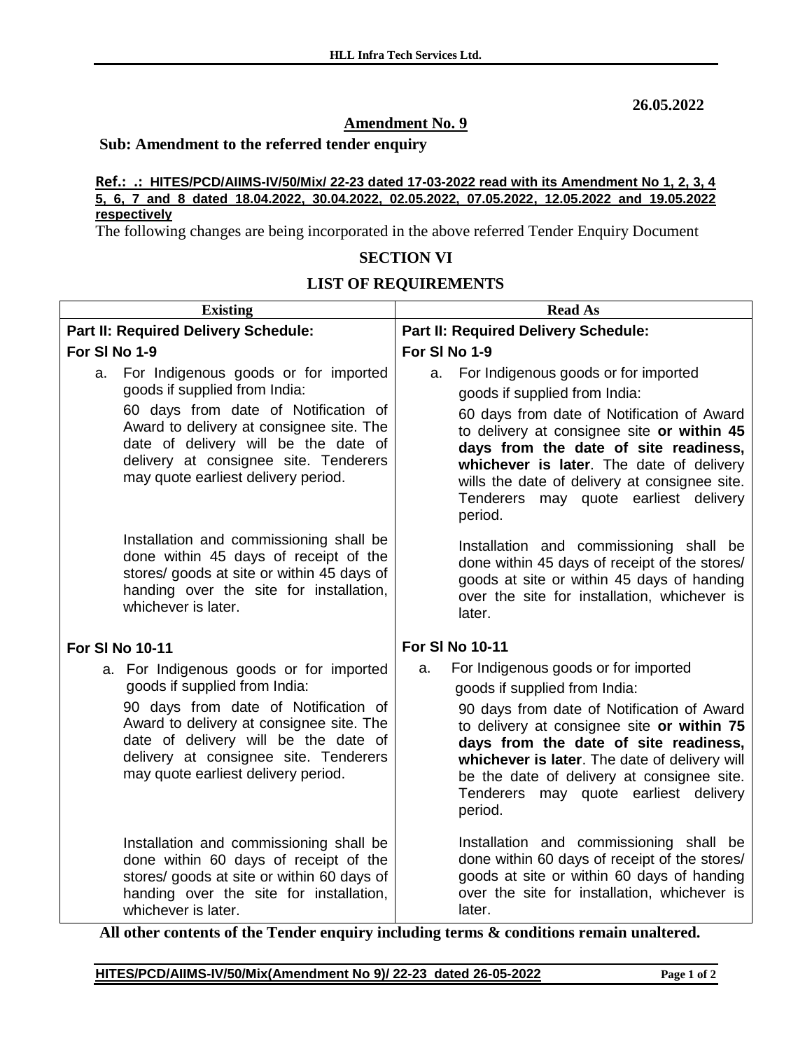26.05.2022

## Amendment No. 9

**Sub: Amendment to the referred tender enquiry**

**Ref.: .: HITES/PCD/AIIMS-IV/50/Mix/ 22-23 dated 17-03-2022 read with its Amendment No 1, 2, 3, 4 5, 6, 7 and 8 dated 18.04.2022, 30.04.2022, 02.05.2022, 07.05.2022, 12.05.2022 and 19.05.2022 respectively**

The following changes are being incorporated in the above referred Tender Enquiry Document

## SECTION VI

## LIST OF REQUIREMENTS

| Existing | Read As |
|---|---|
| **Part II: Required Delivery Schedule:** | **Part II: Required Delivery Schedule:** |
| **For Sl No 1-9** | **For Sl No 1-9** |
| a. For Indigenous goods or for imported goods if supplied from India: 60 days from date of Notification of Award to delivery at consignee site. The date of delivery will be the date of delivery at consignee site. Tenderers may quote earliest delivery period. | a. For Indigenous goods or for imported goods if supplied from India: 60 days from date of Notification of Award to delivery at consignee site **or within 45 days from the date of site readiness, whichever is later**. The date of delivery wills the date of delivery at consignee site. Tenderers may quote earliest delivery period. |
| Installation and commissioning shall be done within 45 days of receipt of the stores/ goods at site or within 45 days of handing over the site for installation, whichever is later. | Installation and commissioning shall be done within 45 days of receipt of the stores/ goods at site or within 45 days of handing over the site for installation, whichever is later. |
| **For Sl No 10-11** | **For Sl No 10-11** |
| a. For Indigenous goods or for imported goods if supplied from India: 90 days from date of Notification of Award to delivery at consignee site. The date of delivery will be the date of delivery at consignee site. Tenderers may quote earliest delivery period. | a. For Indigenous goods or for imported goods if supplied from India: 90 days from date of Notification of Award to delivery at consignee site **or within 75 days from the date of site readiness, whichever is later**. The date of delivery will be the date of delivery at consignee site. Tenderers may quote earliest delivery period. |
| Installation and commissioning shall be done within 60 days of receipt of the stores/ goods at site or within 60 days of handing over the site for installation, whichever is later. | Installation and commissioning shall be done within 60 days of receipt of the stores/ goods at site or within 60 days of handing over the site for installation, whichever is later. |

**All other contents of the Tender enquiry including terms & conditions remain unaltered.**

**HITES/PCD/AIIMS-IV/50/Mix(Amendment No 9)/ 22-23 dated 26-05-2022**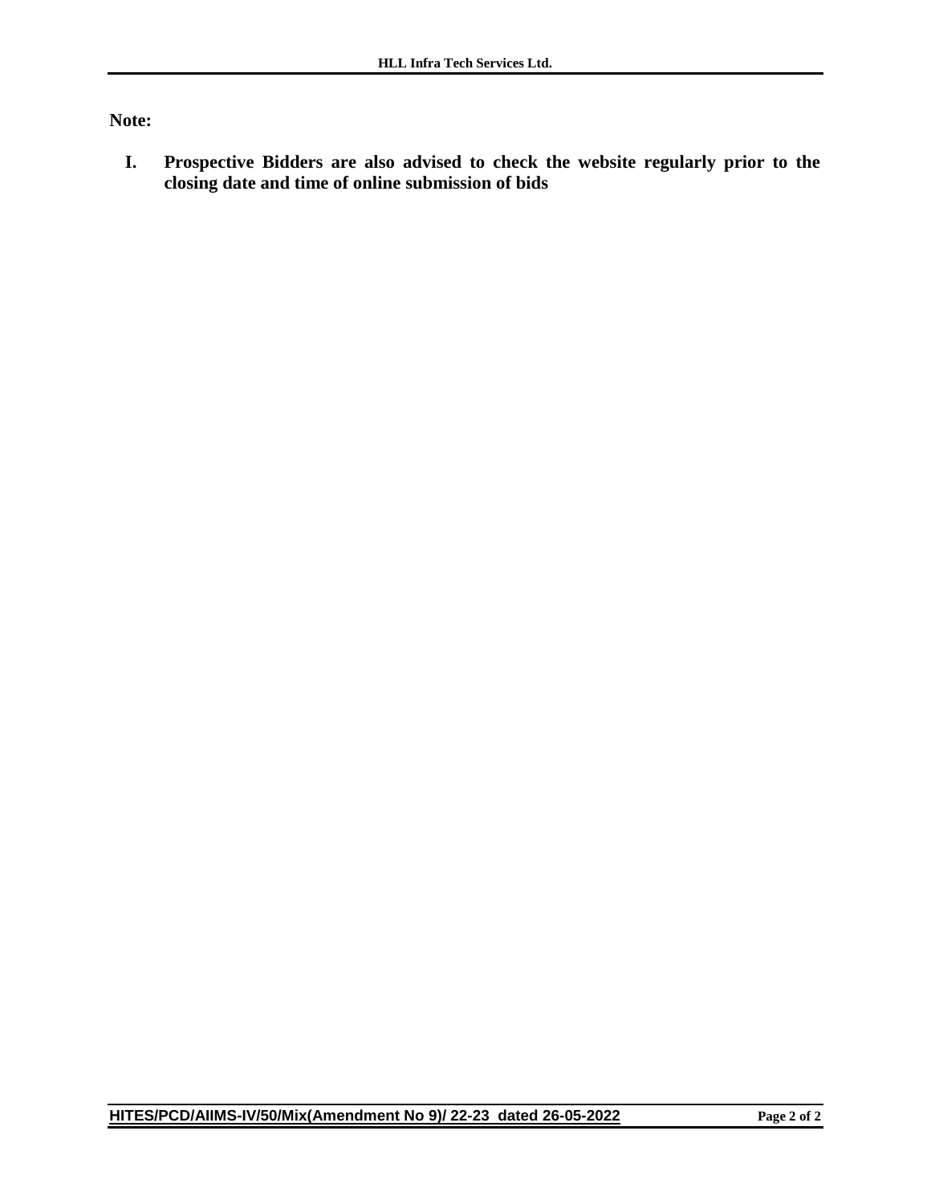**Note:**

I. **Prospective Bidders are also advised to check the website regularly prior to the closing date and time of online submission of bids**